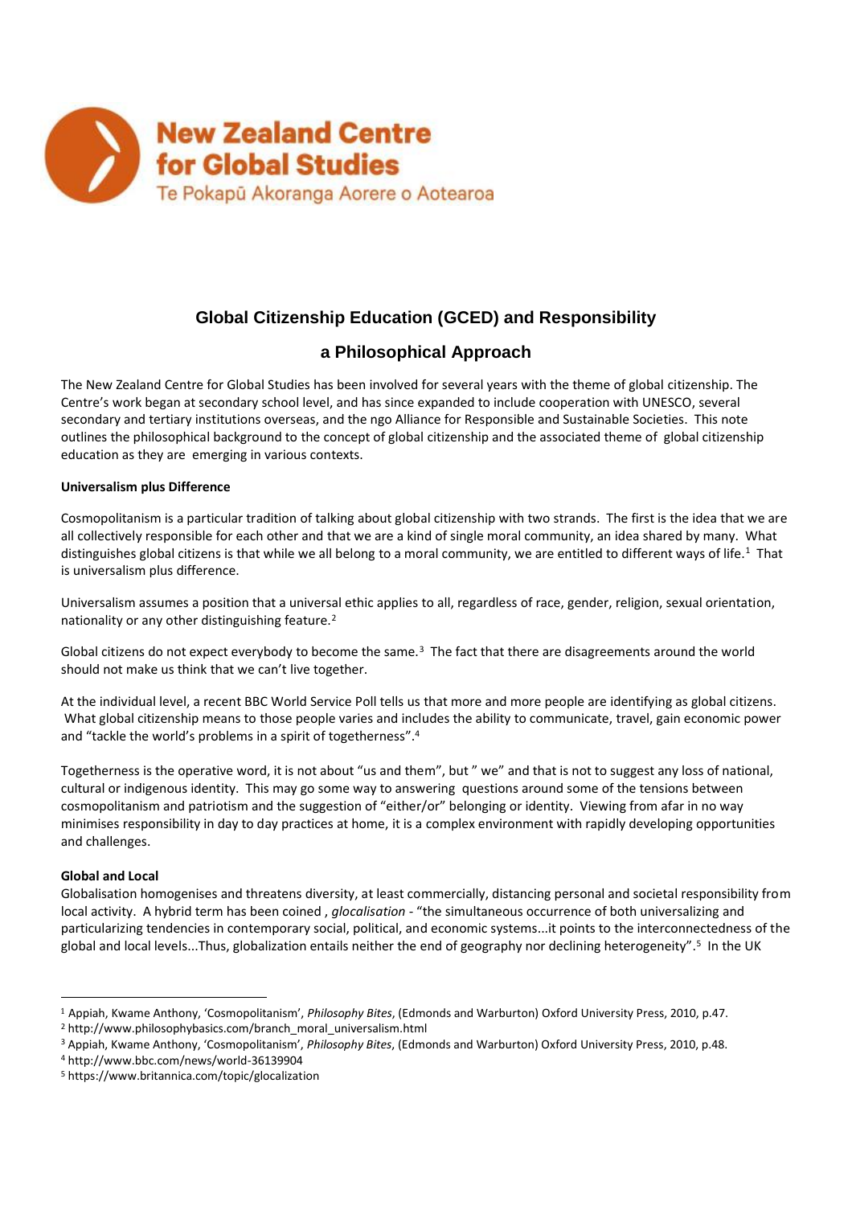**New Zealand Centre for Global Studies**

Te Pokapū Akoranga Aorere o Aotearoa

# Global Citizenship Education (GCED) and Responsibility

## a Philosophical Approach

The New Zealand Centre for Global Studies has been involved for several years with the theme of global citizenship. The Centre's work began at secondary school level, and has since expanded to include cooperation with UNESCO, several secondary and tertiary institutions overseas, and the ngo Alliance for Responsible and Sustainable Societies. This note outlines the philosophical background to the concept of global citizenship and the associated theme of global citizenship education as they are emerging in various contexts.

**Universalism plus Difference**

Cosmopolitanism is a particular tradition of talking about global citizenship with two strands. The first is the idea that we are all collectively responsible for each other and that we are a kind of single moral community, an idea shared by many. What distinguishes global citizens is that while we all belong to a moral community, we are entitled to different ways of life.[1] That is universalism plus difference.

Universalism assumes a position that a universal ethic applies to all, regardless of race, gender, religion, sexual orientation, nationality or any other distinguishing feature.[2]

Global citizens do not expect everybody to become the same.[3] The fact that there are disagreements around the world should not make us think that we can't live together.

At the individual level, a recent BBC World Service Poll tells us that more and more people are identifying as global citizens. What global citizenship means to those people varies and includes the ability to communicate, travel, gain economic power and "tackle the world's problems in a spirit of togetherness".[4]

Togetherness is the operative word, it is not about "us and them", but " we" and that is not to suggest any loss of national, cultural or indigenous identity. This may go some way to answering questions around some of the tensions between cosmopolitanism and patriotism and the suggestion of "either/or" belonging or identity. Viewing from afar in no way minimises responsibility in day to day practices at home, it is a complex environment with rapidly developing opportunities and challenges.

**Global and Local**

Globalisation homogenises and threatens diversity, at least commercially, distancing personal and societal responsibility from local activity. A hybrid term has been coined , *glocalisation* - "the simultaneous occurrence of both universalizing and particularizing tendencies in contemporary social, political, and economic systems...it points to the interconnectedness of the global and local levels...Thus, globalization entails neither the end of geography nor declining heterogeneity".[5] In the UK

---

[1] Appiah, Kwame Anthony, 'Cosmopolitanism', *Philosophy Bites*, (Edmonds and Warburton) Oxford University Press, 2010, p.47.

[2] http://www.philosophybasics.com/branch_moral_universalism.html

[3] Appiah, Kwame Anthony, 'Cosmopolitanism', *Philosophy Bites*, (Edmonds and Warburton) Oxford University Press, 2010, p.48.

[4] http://www.bbc.com/news/world-36139904

[5] https://www.britannica.com/topic/glocalization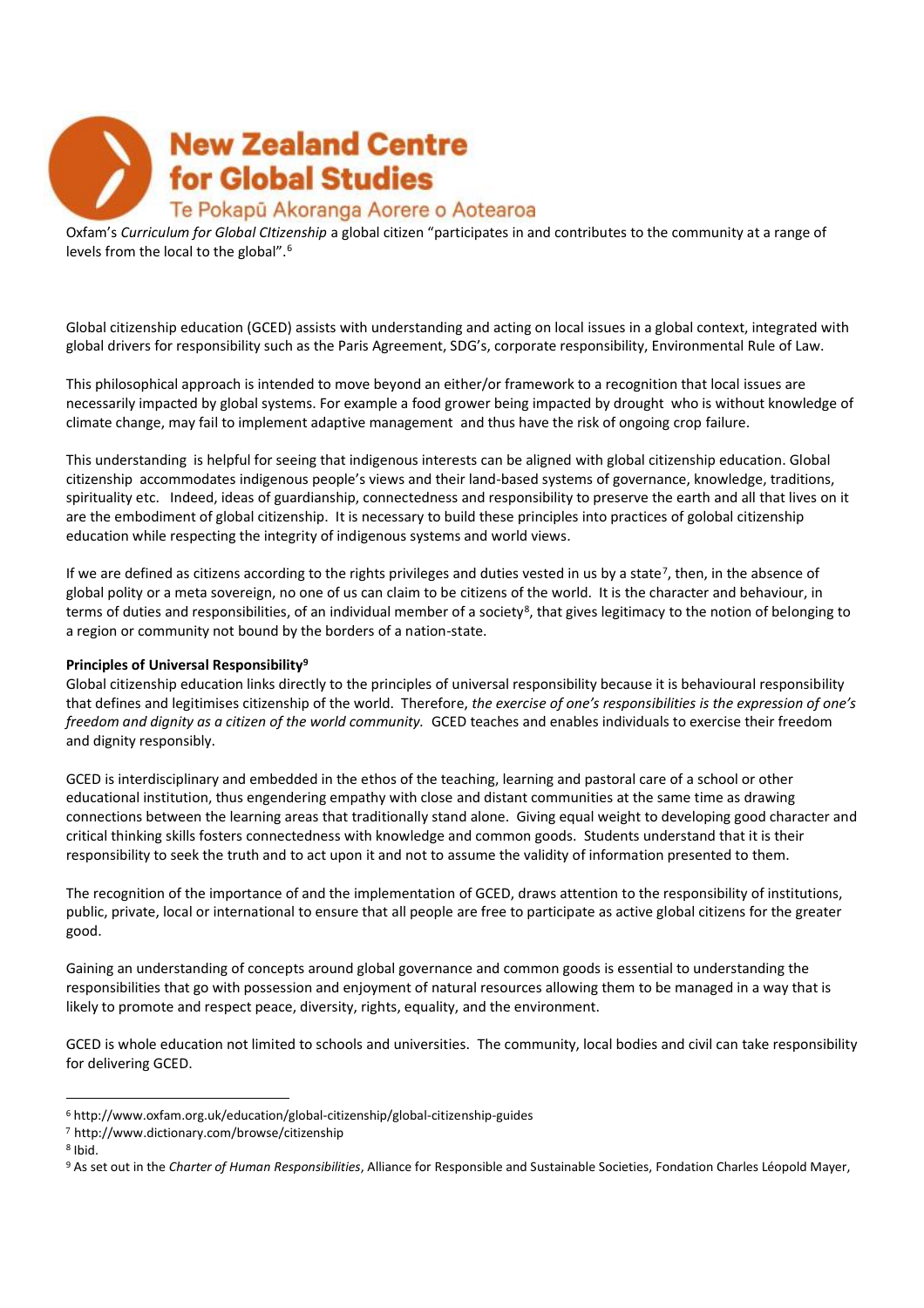Oxfam's *Curriculum for Global CItizenship* a global citizen "participates in and contributes to the community at a range of levels from the local to the global".[6]

Global citizenship education (GCED) assists with understanding and acting on local issues in a global context, integrated with global drivers for responsibility such as the Paris Agreement, SDG's, corporate responsibility, Environmental Rule of Law.

This philosophical approach is intended to move beyond an either/or framework to a recognition that local issues are necessarily impacted by global systems. For example a food grower being impacted by drought who is without knowledge of climate change, may fail to implement adaptive management and thus have the risk of ongoing crop failure.

This understanding is helpful for seeing that indigenous interests can be aligned with global citizenship education. Global citizenship accommodates indigenous people's views and their land-based systems of governance, knowledge, traditions, spirituality etc. Indeed, ideas of guardianship, connectedness and responsibility to preserve the earth and all that lives on it are the embodiment of global citizenship. It is necessary to build these principles into practices of golobal citizenship education while respecting the integrity of indigenous systems and world views.

If we are defined as citizens according to the rights privileges and duties vested in us by a state[7], then, in the absence of global polity or a meta sovereign, no one of us can claim to be citizens of the world. It is the character and behaviour, in terms of duties and responsibilities, of an individual member of a society[8], that gives legitimacy to the notion of belonging to a region or community not bound by the borders of a nation-state.

**Principles of Universal Responsibility[9]**

Global citizenship education links directly to the principles of universal responsibility because it is behavioural responsibility that defines and legitimises citizenship of the world. Therefore, *the exercise of one's responsibilities is the expression of one's freedom and dignity as a citizen of the world community.* GCED teaches and enables individuals to exercise their freedom and dignity responsibly.

GCED is interdisciplinary and embedded in the ethos of the teaching, learning and pastoral care of a school or other educational institution, thus engendering empathy with close and distant communities at the same time as drawing connections between the learning areas that traditionally stand alone. Giving equal weight to developing good character and critical thinking skills fosters connectedness with knowledge and common goods. Students understand that it is their responsibility to seek the truth and to act upon it and not to assume the validity of information presented to them.

The recognition of the importance of and the implementation of GCED, draws attention to the responsibility of institutions, public, private, local or international to ensure that all people are free to participate as active global citizens for the greater good.

Gaining an understanding of concepts around global governance and common goods is essential to understanding the responsibilities that go with possession and enjoyment of natural resources allowing them to be managed in a way that is likely to promote and respect peace, diversity, rights, equality, and the environment.

GCED is whole education not limited to schools and universities. The community, local bodies and civil can take responsibility for delivering GCED.

---

[6] http://www.oxfam.org.uk/education/global-citizenship/global-citizenship-guides

[7] http://www.dictionary.com/browse/citizenship

[8] Ibid.

[9] As set out in the *Charter of Human Responsibilities*, Alliance for Responsible and Sustainable Societies, Fondation Charles Léopold Mayer,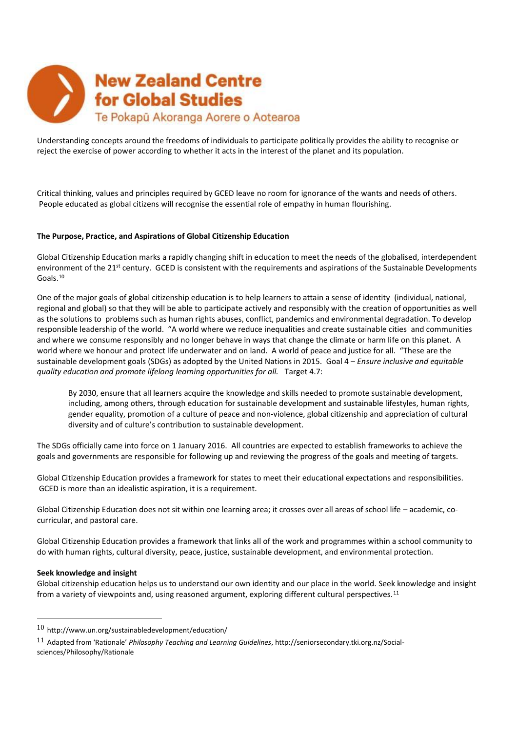Understanding concepts around the freedoms of individuals to participate politically provides the ability to recognise or reject the exercise of power according to whether it acts in the interest of the planet and its population.

Critical thinking, values and principles required by GCED leave no room for ignorance of the wants and needs of others. People educated as global citizens will recognise the essential role of empathy in human flourishing.

**The Purpose, Practice, and Aspirations of Global Citizenship Education**

Global Citizenship Education marks a rapidly changing shift in education to meet the needs of the globalised, interdependent environment of the 21st century. GCED is consistent with the requirements and aspirations of the Sustainable Developments Goals.[10]

One of the major goals of global citizenship education is to help learners to attain a sense of identity (individual, national, regional and global) so that they will be able to participate actively and responsibly with the creation of opportunities as well as the solutions to problems such as human rights abuses, conflict, pandemics and environmental degradation. To develop responsible leadership of the world. "A world where we reduce inequalities and create sustainable cities and communities and where we consume responsibly and no longer behave in ways that change the climate or harm life on this planet. A world where we honour and protect life underwater and on land. A world of peace and justice for all. "These are the sustainable development goals (SDGs) as adopted by the United Nations in 2015. Goal 4 – *Ensure inclusive and equitable quality education and promote lifelong learning opportunities for all.* Target 4.7:

> By 2030, ensure that all learners acquire the knowledge and skills needed to promote sustainable development, including, among others, through education for sustainable development and sustainable lifestyles, human rights, gender equality, promotion of a culture of peace and non-violence, global citizenship and appreciation of cultural diversity and of culture's contribution to sustainable development.

The SDGs officially came into force on 1 January 2016. All countries are expected to establish frameworks to achieve the goals and governments are responsible for following up and reviewing the progress of the goals and meeting of targets.

Global Citizenship Education provides a framework for states to meet their educational expectations and responsibilities. GCED is more than an idealistic aspiration, it is a requirement.

Global Citizenship Education does not sit within one learning area; it crosses over all areas of school life – academic, co-curricular, and pastoral care.

Global Citizenship Education provides a framework that links all of the work and programmes within a school community to do with human rights, cultural diversity, peace, justice, sustainable development, and environmental protection.

**Seek knowledge and insight**

Global citizenship education helps us to understand our own identity and our place in the world. Seek knowledge and insight from a variety of viewpoints and, using reasoned argument, exploring different cultural perspectives.[11]

---

[10] http://www.un.org/sustainabledevelopment/education/

[11] Adapted from 'Rationale' *Philosophy Teaching and Learning Guidelines*, http://seniorsecondary.tki.org.nz/Social-sciences/Philosophy/Rationale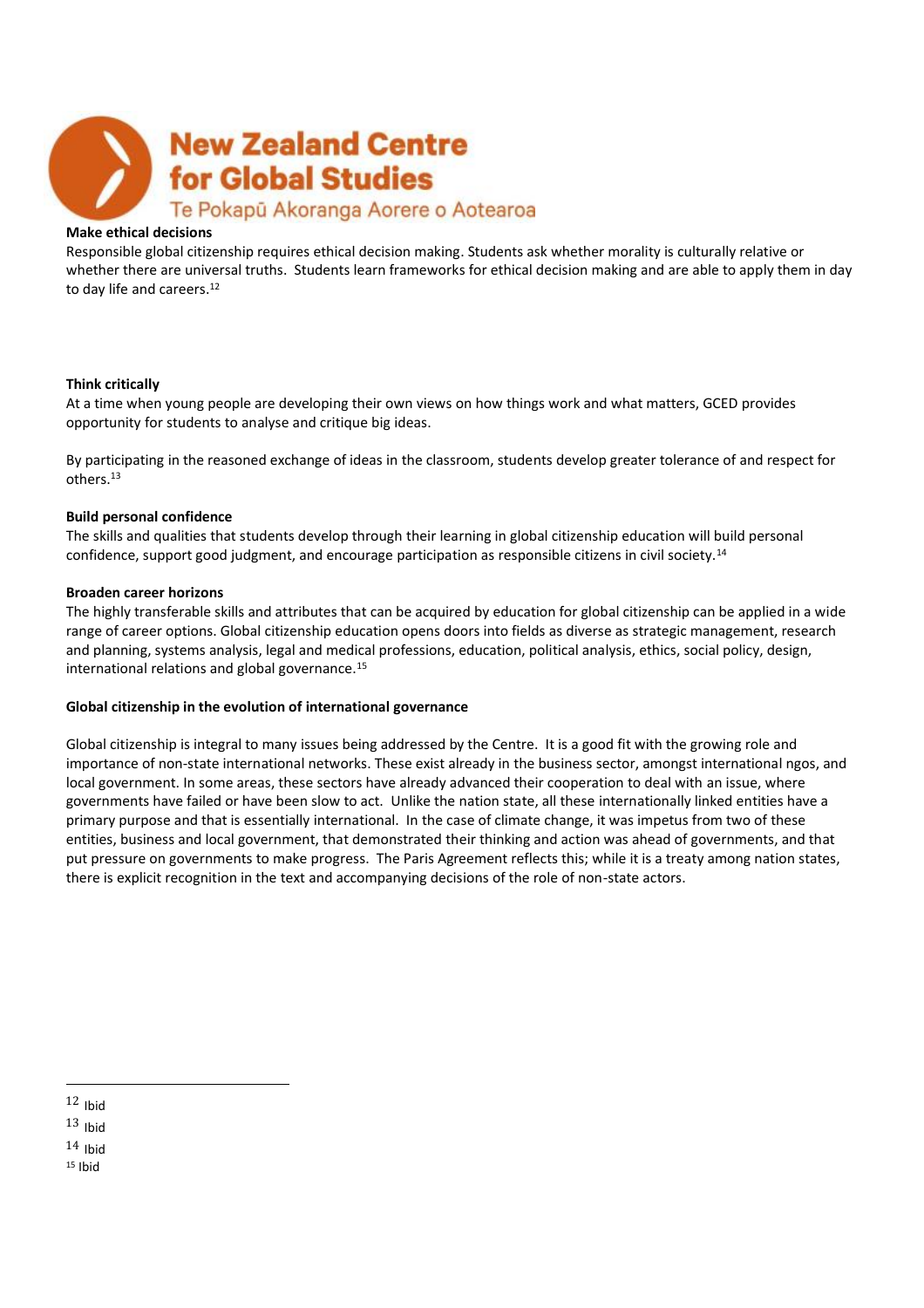**Make ethical decisions**

Responsible global citizenship requires ethical decision making. Students ask whether morality is culturally relative or whether there are universal truths. Students learn frameworks for ethical decision making and are able to apply them in day to day life and careers.[12]

**Think critically**

At a time when young people are developing their own views on how things work and what matters, GCED provides opportunity for students to analyse and critique big ideas.

By participating in the reasoned exchange of ideas in the classroom, students develop greater tolerance of and respect for others.[13]

**Build personal confidence**

The skills and qualities that students develop through their learning in global citizenship education will build personal confidence, support good judgment, and encourage participation as responsible citizens in civil society.[14]

**Broaden career horizons**

The highly transferable skills and attributes that can be acquired by education for global citizenship can be applied in a wide range of career options. Global citizenship education opens doors into fields as diverse as strategic management, research and planning, systems analysis, legal and medical professions, education, political analysis, ethics, social policy, design, international relations and global governance.[15]

**Global citizenship in the evolution of international governance**

Global citizenship is integral to many issues being addressed by the Centre. It is a good fit with the growing role and importance of non-state international networks. These exist already in the business sector, amongst international ngos, and local government. In some areas, these sectors have already advanced their cooperation to deal with an issue, where governments have failed or have been slow to act. Unlike the nation state, all these internationally linked entities have a primary purpose and that is essentially international. In the case of climate change, it was impetus from two of these entities, business and local government, that demonstrated their thinking and action was ahead of governments, and that put pressure on governments to make progress. The Paris Agreement reflects this; while it is a treaty among nation states, there is explicit recognition in the text and accompanying decisions of the role of non-state actors.

---

[12] Ibid

[13] Ibid

[14] Ibid

[15] Ibid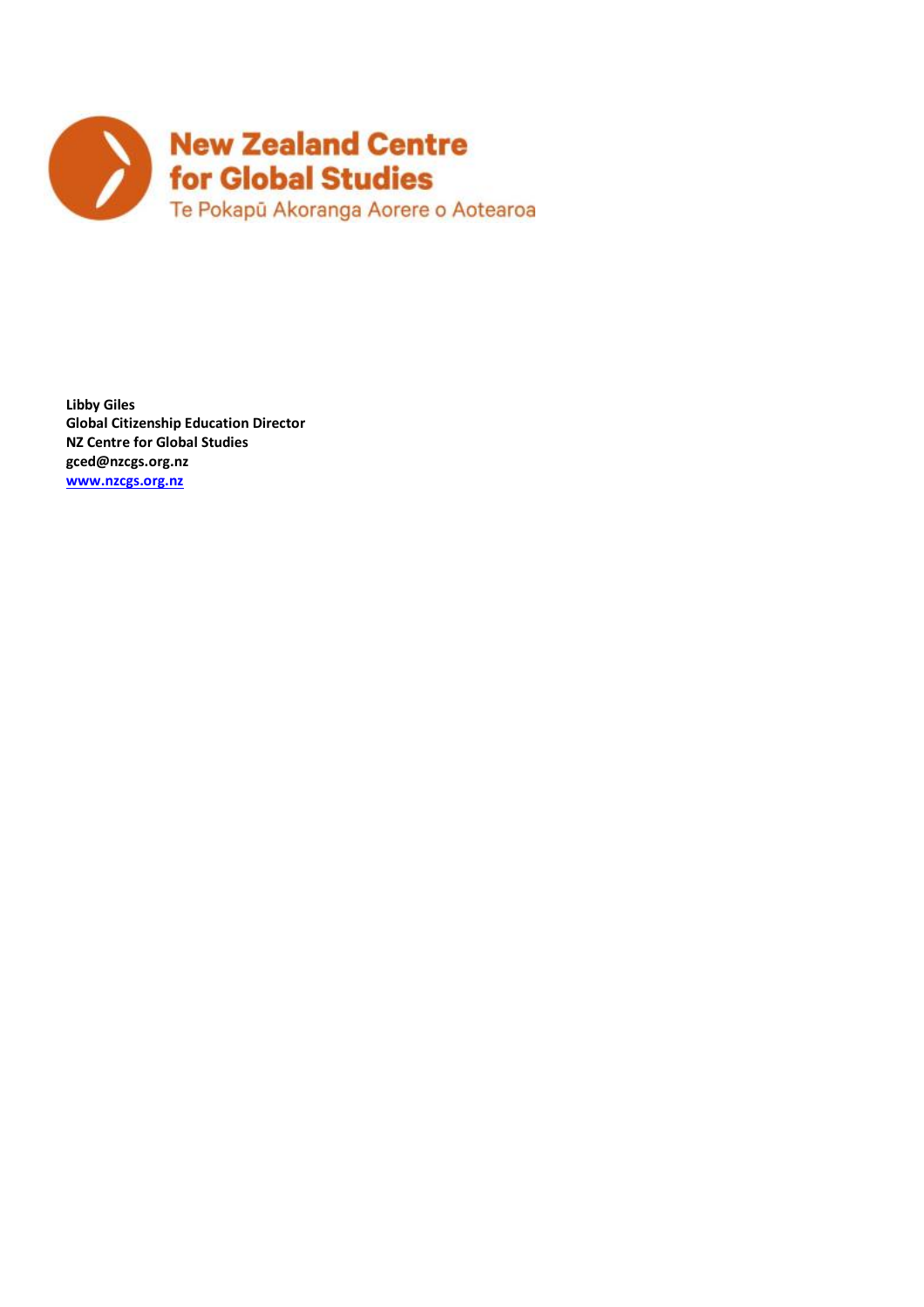New Zealand Centre for Global Studies
Te Pokapū Akoranga Aorere o Aotearoa

**Libby Giles**
**Global Citizenship Education Director**
**NZ Centre for Global Studies**
**gced@nzcgs.org.nz**
**[www.nzcgs.org.nz](http://www.nzcgs.org.nz)**